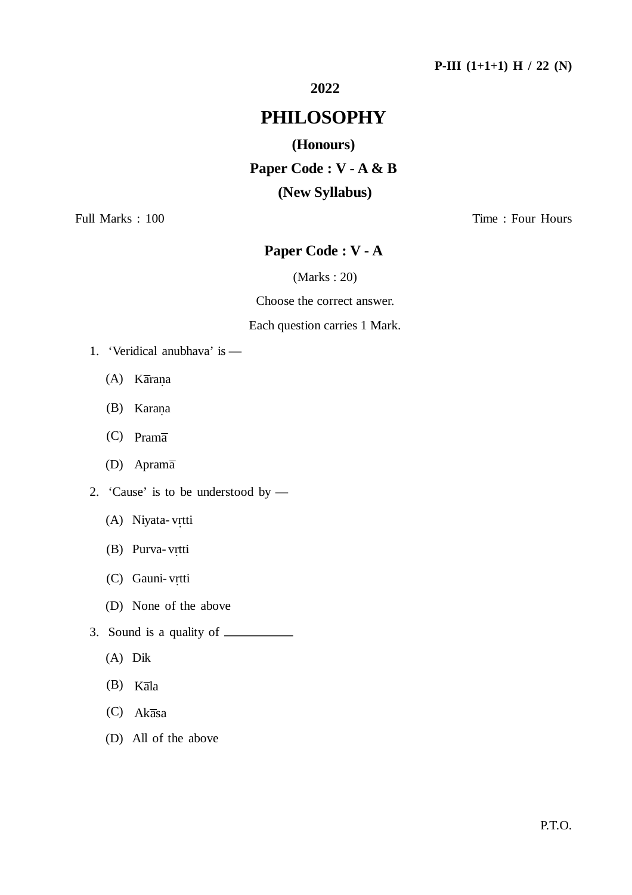P-III (1+1+1) H / 22 (N)

**2022**

# PHILOSOPHY

**(Honours)**

**Paper Code : V - A & B**

**(New Syllabus)**

Full Marks : 100 Time : Four Hours

## Paper Code : V - A

(Marks : 20)

Choose the correct answer.

Each question carries 1 Mark.

1. 'Veridical anubhava' is —
   - (A) Kāraṇa
   - (B) Karaṇa
   - (C) Pramā
   - (D) Apramā

2. 'Cause' is to be understood by —
   - (A) Niyata- vṛtti
   - (B) Purva- vṛtti
   - (C) Gauni- vṛtti
   - (D) None of the above

3. Sound is a quality of __________
   - (A) Dik
   - (B) Kāla
   - (C) Akāsa
   - (D) All of the above

P.T.O.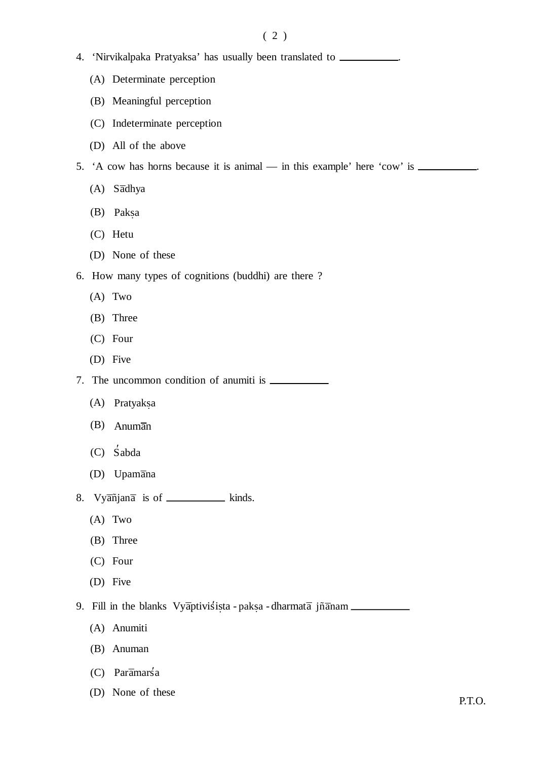4. 'Nirvikalpaka Pratyaksa' has usually been translated to __________.

   (A) Determinate perception

   (B) Meaningful perception

   (C) Indeterminate perception

   (D) All of the above

5. 'A cow has horns because it is animal — in this example' here 'cow' is __________.

   (A) Sādhya

   (B) Pakṣa

   (C) Hetu

   (D) None of these

6. How many types of cognitions (buddhi) are there ?

   (A) Two

   (B) Three

   (C) Four

   (D) Five

7. The uncommon condition of anumiti is __________

   (A) Pratyakṣa

   (B) Anumān

   (C) Śabda

   (D) Upamāna

8. Vyāñjanā is of __________ kinds.

   (A) Two

   (B) Three

   (C) Four

   (D) Five

9. Fill in the blanks Vyāptiviśiṣta - pakṣa - dharmatā jñānam __________

   (A) Anumiti

   (B) Anuman

   (C) Parāmarśa

   (D) None of these

P.T.O.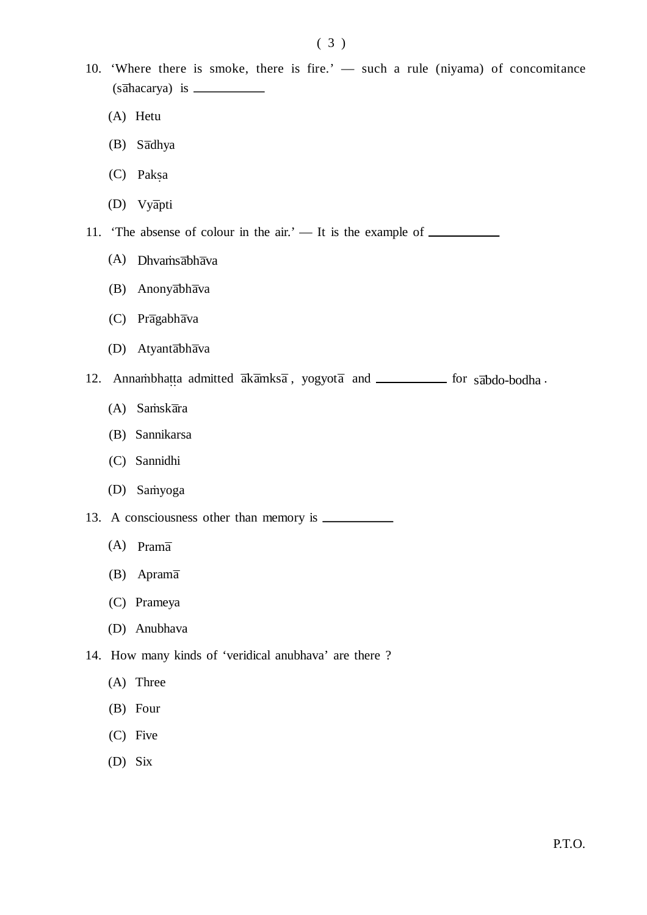10. 'Where there is smoke, there is fire.' — such a rule (niyama) of concomitance (sāhacarya) is ___________

    (A) Hetu

    (B) Sādhya

    (C) Pakṣa

    (D) Vyāpti

11. 'The absense of colour in the air.' — It is the example of ___________

    (A) Dhvaṁsābhāva

    (B) Anonyābhāva

    (C) Prāgabhāva

    (D) Atyantābhāva

12. Annaṁbhaṭṭa admitted ākāmksā, yogyotā and ___________ for sābdo-bodha.

    (A) Saṁskāra

    (B) Sannikarsa

    (C) Sannidhi

    (D) Saṁyoga

13. A consciousness other than memory is ___________

    (A) Pramā

    (B) Apramā

    (C) Prameya

    (D) Anubhava

14. How many kinds of 'veridical anubhava' are there ?

    (A) Three

    (B) Four

    (C) Five

    (D) Six

P.T.O.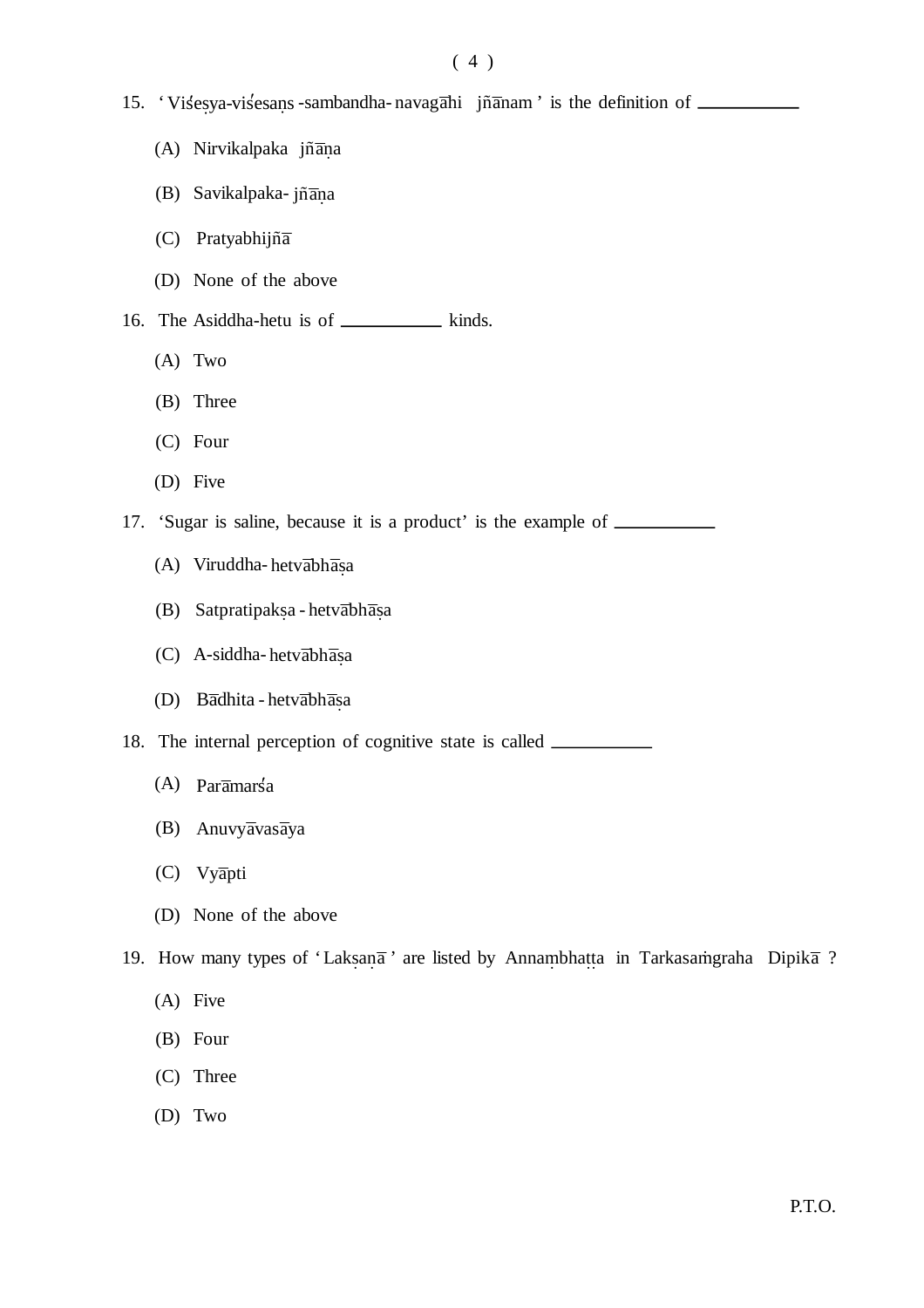15. ‘Viśeṣya-viśesaṇs -sambandha- navagāhi jñānam’ is the definition of ___________

(A) Nirvikalpaka jñāṇa

(B) Savikalpaka- jñāṇa

(C) Pratyabhijñā

(D) None of the above

16. The Asiddha-hetu is of ___________ kinds.

(A) Two

(B) Three

(C) Four

(D) Five

17. ‘Sugar is saline, because it is a product’ is the example of ___________

(A) Viruddha- hetvābhāṣa

(B) Satpratipakṣa - hetvābhāṣa

(C) A-siddha- hetvābhāṣa

(D) Bādhita - hetvābhāṣa

18. The internal perception of cognitive state is called ___________

(A) Parāmarśa

(B) Anuvyāvasāya

(C) Vyāpti

(D) None of the above

19. How many types of ‘Lakṣaṇā’ are listed by Annaṃbhaṭṭa in Tarkasaṁgraha Dipikā ?

(A) Five

(B) Four

(C) Three

(D) Two

P.T.O.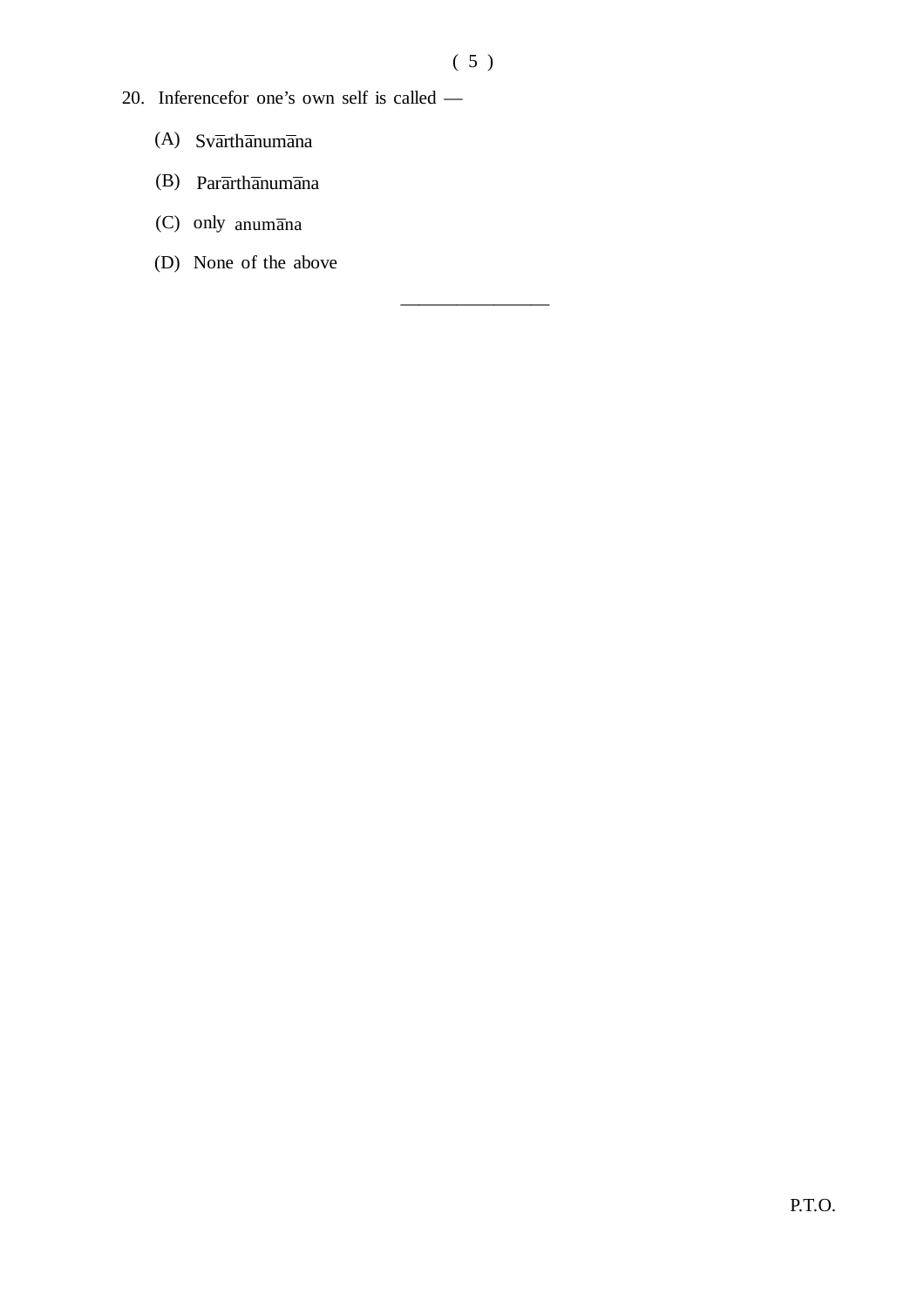20. Inferencefor one's own self is called —

(A) Svārthānumāna

(B) Parārthānumāna

(C) only anumāna

(D) None of the above

————————

P.T.O.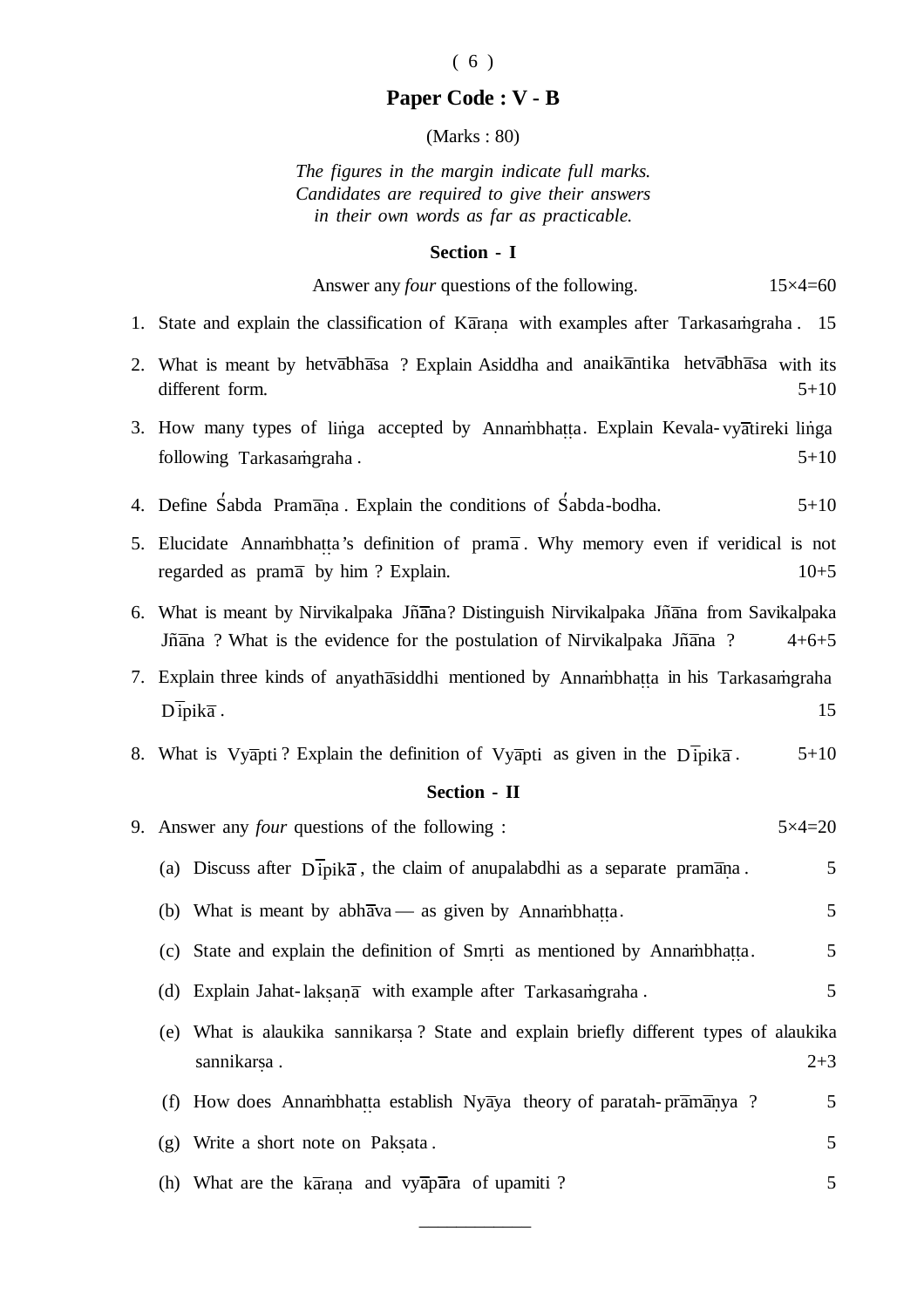## Paper Code : V - B

(Marks : 80)

*The figures in the margin indicate full marks.*
*Candidates are required to give their answers*
*in their own words as far as practicable.*

### Section - I

Answer any *four* questions of the following. 15×4=60

1. State and explain the classification of Kāraṇa with examples after Tarkasaṁgraha. 15

2. What is meant by hetvābhāsa ? Explain Asiddha and anaikāntika hetvābhāsa with its different form. 5+10

3. How many types of liṅga accepted by Annaṁbhaṭṭa. Explain Kevala-vyātireki liṅga following Tarkasaṁgraha. 5+10

4. Define Śabda Pramāṇa. Explain the conditions of Śabda-bodha. 5+10

5. Elucidate Annaṁbhaṭṭa's definition of pramā. Why memory even if veridical is not regarded as pramā by him ? Explain. 10+5

6. What is meant by Nirvikalpaka Jñāna? Distinguish Nirvikalpaka Jñāna from Savikalpaka Jñāna ? What is the evidence for the postulation of Nirvikalpaka Jñāna ? 4+6+5

7. Explain three kinds of anyathāsiddhi mentioned by Annaṁbhaṭṭa in his Tarkasaṁgraha Dīpikā. 15

8. What is Vyāpti? Explain the definition of Vyāpti as given in the Dīpikā. 5+10

### Section - II

9. Answer any *four* questions of the following : 5×4=20

   (a) Discuss after Dīpikā, the claim of anupalabdhi as a separate pramāṇa. 5

   (b) What is meant by abhāva — as given by Annaṁbhaṭṭa. 5

   (c) State and explain the definition of Smṛti as mentioned by Annaṁbhaṭṭa. 5

   (d) Explain Jahat-lakṣaṇā with example after Tarkasaṁgraha. 5

   (e) What is alaukika sannikarṣa ? State and explain briefly different types of alaukika sannikarṣa. 2+3

   (f) How does Annaṁbhaṭṭa establish Nyāya theory of paratah-prāmāṇya ? 5

   (g) Write a short note on Pakṣata. 5

   (h) What are the kāraṇa and vyāpāra of upamiti ? 5